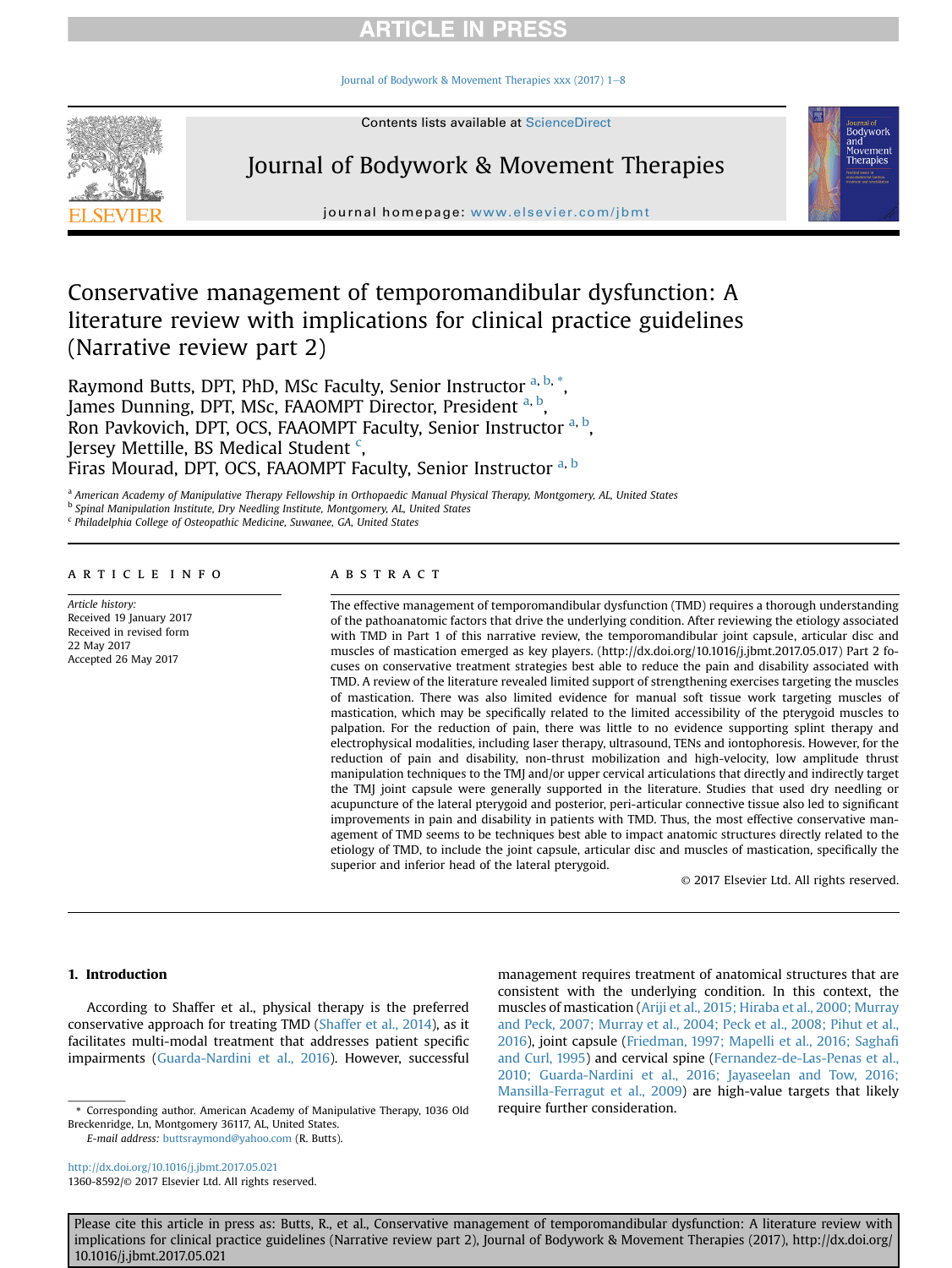# Conservative management of temporomandibular dysfunction: A literature review with implications for clinical practice guidelines (Narrative review part 2)

Raymond Butts, DPT, PhD, MSc Faculty, Senior Instructor [a, b, *], James Dunning, DPT, MSc, FAAOMPT Director, President [a, b], Ron Pavkovich, DPT, OCS, FAAOMPT Faculty, Senior Instructor [a, b], Jersey Mettille, BS Medical Student [c], Firas Mourad, DPT, OCS, FAAOMPT Faculty, Senior Instructor [a, b]

[a] American Academy of Manipulative Therapy Fellowship in Orthopaedic Manual Physical Therapy, Montgomery, AL, United States
[b] Spinal Manipulation Institute, Dry Needling Institute, Montgomery, AL, United States
[c] Philadelphia College of Osteopathic Medicine, Suwanee, GA, United States

## ARTICLE INFO

*Article history:*
Received 19 January 2017
Received in revised form 22 May 2017
Accepted 26 May 2017

## ABSTRACT

The effective management of temporomandibular dysfunction (TMD) requires a thorough understanding of the pathoanatomic factors that drive the underlying condition. After reviewing the etiology associated with TMD in Part 1 of this narrative review, the temporomandibular joint capsule, articular disc and muscles of mastication emerged as key players. (http://dx.doi.org/10.1016/j.jbmt.2017.05.017) Part 2 focuses on conservative treatment strategies best able to reduce the pain and disability associated with TMD. A review of the literature revealed limited support of strengthening exercises targeting the muscles of mastication. There was also limited evidence for manual soft tissue work targeting muscles of mastication, which may be specifically related to the limited accessibility of the pterygoid muscles to palpation. For the reduction of pain, there was little to no evidence supporting splint therapy and electrophysical modalities, including laser therapy, ultrasound, TENs and iontophoresis. However, for the reduction of pain and disability, non-thrust mobilization and high-velocity, low amplitude thrust manipulation techniques to the TMJ and/or upper cervical articulations that directly and indirectly target the TMJ joint capsule were generally supported in the literature. Studies that used dry needling or acupuncture of the lateral pterygoid and posterior, peri-articular connective tissue also led to significant improvements in pain and disability in patients with TMD. Thus, the most effective conservative management of TMD seems to be techniques best able to impact anatomic structures directly related to the etiology of TMD, to include the joint capsule, articular disc and muscles of mastication, specifically the superior and inferior head of the lateral pterygoid.

© 2017 Elsevier Ltd. All rights reserved.

## 1. Introduction

According to Shaffer et al., physical therapy is the preferred conservative approach for treating TMD (Shaffer et al., 2014), as it facilitates multi-modal treatment that addresses patient specific impairments (Guarda-Nardini et al., 2016). However, successful management requires treatment of anatomical structures that are consistent with the underlying condition. In this context, the muscles of mastication (Ariji et al., 2015; Hiraba et al., 2000; Murray and Peck, 2007; Murray et al., 2004; Peck et al., 2008; Pihut et al., 2016), joint capsule (Friedman, 1997; Mapelli et al., 2016; Saghafi and Curl, 1995) and cervical spine (Fernandez-de-Las-Penas et al., 2010; Guarda-Nardini et al., 2016; Jayaseelan and Tow, 2016; Mansilla-Ferragut et al., 2009) are high-value targets that likely require further consideration.

* Corresponding author. American Academy of Manipulative Therapy, 1036 Old Breckenridge, Ln, Montgomery 36117, AL, United States.
*E-mail address:* buttsraymond@yahoo.com (R. Butts).

http://dx.doi.org/10.1016/j.jbmt.2017.05.021
1360-8592/© 2017 Elsevier Ltd. All rights reserved.

Please cite this article in press as: Butts, R., et al., Conservative management of temporomandibular dysfunction: A literature review with implications for clinical practice guidelines (Narrative review part 2), Journal of Bodywork & Movement Therapies (2017), http://dx.doi.org/10.1016/j.jbmt.2017.05.021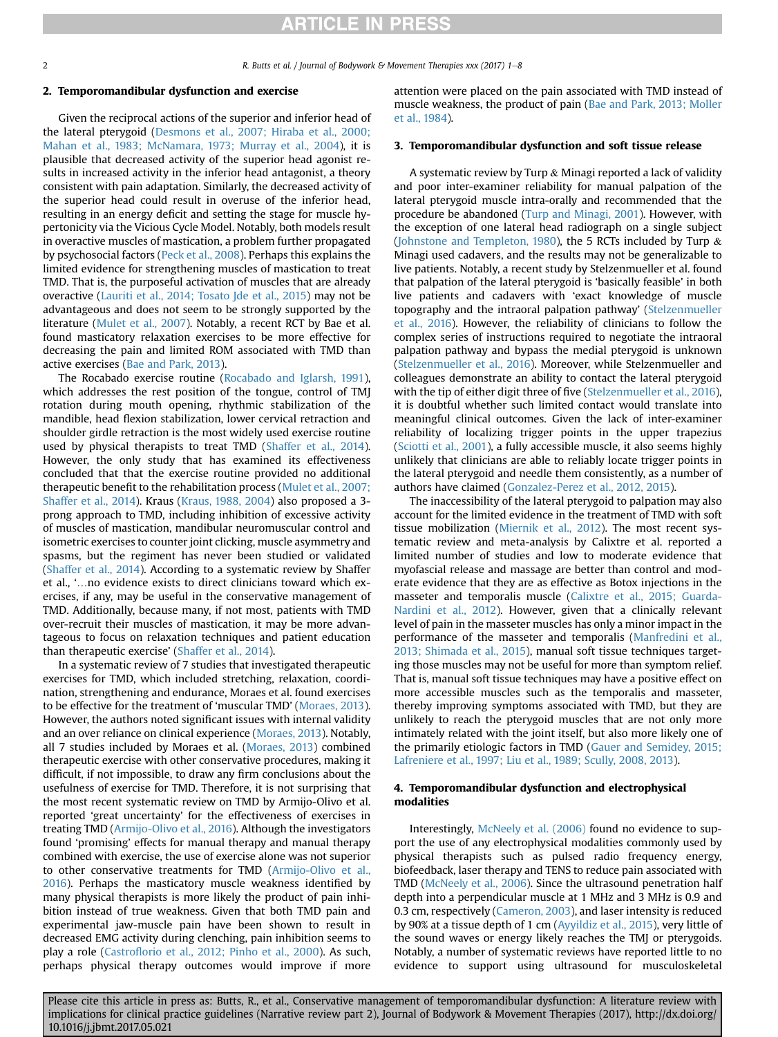## 2. Temporomandibular dysfunction and exercise

Given the reciprocal actions of the superior and inferior head of the lateral pterygoid (Desmons et al., 2007; Hiraba et al., 2000; Mahan et al., 1983; McNamara, 1973; Murray et al., 2004), it is plausible that decreased activity of the superior head agonist results in increased activity in the inferior head antagonist, a theory consistent with pain adaptation. Similarly, the decreased activity of the superior head could result in overuse of the inferior head, resulting in an energy deficit and setting the stage for muscle hypertonicity via the Vicious Cycle Model. Notably, both models result in overactive muscles of mastication, a problem further propagated by psychosocial factors (Peck et al., 2008). Perhaps this explains the limited evidence for strengthening muscles of mastication to treat TMD. That is, the purposeful activation of muscles that are already overactive (Lauriti et al., 2014; Tosato Jde et al., 2015) may not be advantageous and does not seem to be strongly supported by the literature (Mulet et al., 2007). Notably, a recent RCT by Bae et al. found masticatory relaxation exercises to be more effective for decreasing the pain and limited ROM associated with TMD than active exercises (Bae and Park, 2013).

The Rocabado exercise routine (Rocabado and Iglarsh, 1991), which addresses the rest position of the tongue, control of TMJ rotation during mouth opening, rhythmic stabilization of the mandible, head flexion stabilization, lower cervical retraction and shoulder girdle retraction is the most widely used exercise routine used by physical therapists to treat TMD (Shaffer et al., 2014). However, the only study that has examined its effectiveness concluded that that the exercise routine provided no additional therapeutic benefit to the rehabilitation process (Mulet et al., 2007; Shaffer et al., 2014). Kraus (Kraus, 1988, 2004) also proposed a 3-prong approach to TMD, including inhibition of excessive activity of muscles of mastication, mandibular neuromuscular control and isometric exercises to counter joint clicking, muscle asymmetry and spasms, but the regiment has never been studied or validated (Shaffer et al., 2014). According to a systematic review by Shaffer et al., '…no evidence exists to direct clinicians toward which exercises, if any, may be useful in the conservative management of TMD. Additionally, because many, if not most, patients with TMD over-recruit their muscles of mastication, it may be more advantageous to focus on relaxation techniques and patient education than therapeutic exercise' (Shaffer et al., 2014).

In a systematic review of 7 studies that investigated therapeutic exercises for TMD, which included stretching, relaxation, coordination, strengthening and endurance, Moraes et al. found exercises to be effective for the treatment of 'muscular TMD' (Moraes, 2013). However, the authors noted significant issues with internal validity and an over reliance on clinical experience (Moraes, 2013). Notably, all 7 studies included by Moraes et al. (Moraes, 2013) combined therapeutic exercise with other conservative procedures, making it difficult, if not impossible, to draw any firm conclusions about the usefulness of exercise for TMD. Therefore, it is not surprising that the most recent systematic review on TMD by Armijo-Olivo et al. reported 'great uncertainty' for the effectiveness of exercises in treating TMD (Armijo-Olivo et al., 2016). Although the investigators found 'promising' effects for manual therapy and manual therapy combined with exercise, the use of exercise alone was not superior to other conservative treatments for TMD (Armijo-Olivo et al., 2016). Perhaps the masticatory muscle weakness identified by many physical therapists is more likely the product of pain inhibition instead of true weakness. Given that both TMD pain and experimental jaw-muscle pain have been shown to result in decreased EMG activity during clenching, pain inhibition seems to play a role (Castroflorio et al., 2012; Pinho et al., 2000). As such, perhaps physical therapy outcomes would improve if more attention were placed on the pain associated with TMD instead of muscle weakness, the product of pain (Bae and Park, 2013; Moller et al., 1984).

## 3. Temporomandibular dysfunction and soft tissue release

A systematic review by Turp & Minagi reported a lack of validity and poor inter-examiner reliability for manual palpation of the lateral pterygoid muscle intra-orally and recommended that the procedure be abandoned (Turp and Minagi, 2001). However, with the exception of one lateral head radiograph on a single subject (Johnstone and Templeton, 1980), the 5 RCTs included by Turp & Minagi used cadavers, and the results may not be generalizable to live patients. Notably, a recent study by Stelzenmueller et al. found that palpation of the lateral pterygoid is 'basically feasible' in both live patients and cadavers with 'exact knowledge of muscle topography and the intraoral palpation pathway' (Stelzenmueller et al., 2016). However, the reliability of clinicians to follow the complex series of instructions required to negotiate the intraoral palpation pathway and bypass the medial pterygoid is unknown (Stelzenmueller et al., 2016). Moreover, while Stelzenmueller and colleagues demonstrate an ability to contact the lateral pterygoid with the tip of either digit three of five (Stelzenmueller et al., 2016), it is doubtful whether such limited contact would translate into meaningful clinical outcomes. Given the lack of inter-examiner reliability of localizing trigger points in the upper trapezius (Sciotti et al., 2001), a fully accessible muscle, it also seems highly unlikely that clinicians are able to reliably locate trigger points in the lateral pterygoid and needle them consistently, as a number of authors have claimed (Gonzalez-Perez et al., 2012, 2015).

The inaccessibility of the lateral pterygoid to palpation may also account for the limited evidence in the treatment of TMD with soft tissue mobilization (Miernik et al., 2012). The most recent systematic review and meta-analysis by Calixtre et al. reported a limited number of studies and low to moderate evidence that myofascial release and massage are better than control and moderate evidence that they are as effective as Botox injections in the masseter and temporalis muscle (Calixtre et al., 2015; Guarda-Nardini et al., 2012). However, given that a clinically relevant level of pain in the masseter muscles has only a minor impact in the performance of the masseter and temporalis (Manfredini et al., 2013; Shimada et al., 2015), manual soft tissue techniques targeting those muscles may not be useful for more than symptom relief. That is, manual soft tissue techniques may have a positive effect on more accessible muscles such as the temporalis and masseter, thereby improving symptoms associated with TMD, but they are unlikely to reach the pterygoid muscles that are not only more intimately related with the joint itself, but also more likely one of the primarily etiologic factors in TMD (Gauer and Semidey, 2015; Lafreniere et al., 1997; Liu et al., 1989; Scully, 2008, 2013).

## 4. Temporomandibular dysfunction and electrophysical modalities

Interestingly, McNeely et al. (2006) found no evidence to support the use of any electrophysical modalities commonly used by physical therapists such as pulsed radio frequency energy, biofeedback, laser therapy and TENS to reduce pain associated with TMD (McNeely et al., 2006). Since the ultrasound penetration half depth into a perpendicular muscle at 1 MHz and 3 MHz is 0.9 and 0.3 cm, respectively (Cameron, 2003), and laser intensity is reduced by 90% at a tissue depth of 1 cm (Ayyildiz et al., 2015), very little of the sound waves or energy likely reaches the TMJ or pterygoids. Notably, a number of systematic reviews have reported little to no evidence to support using ultrasound for musculoskeletal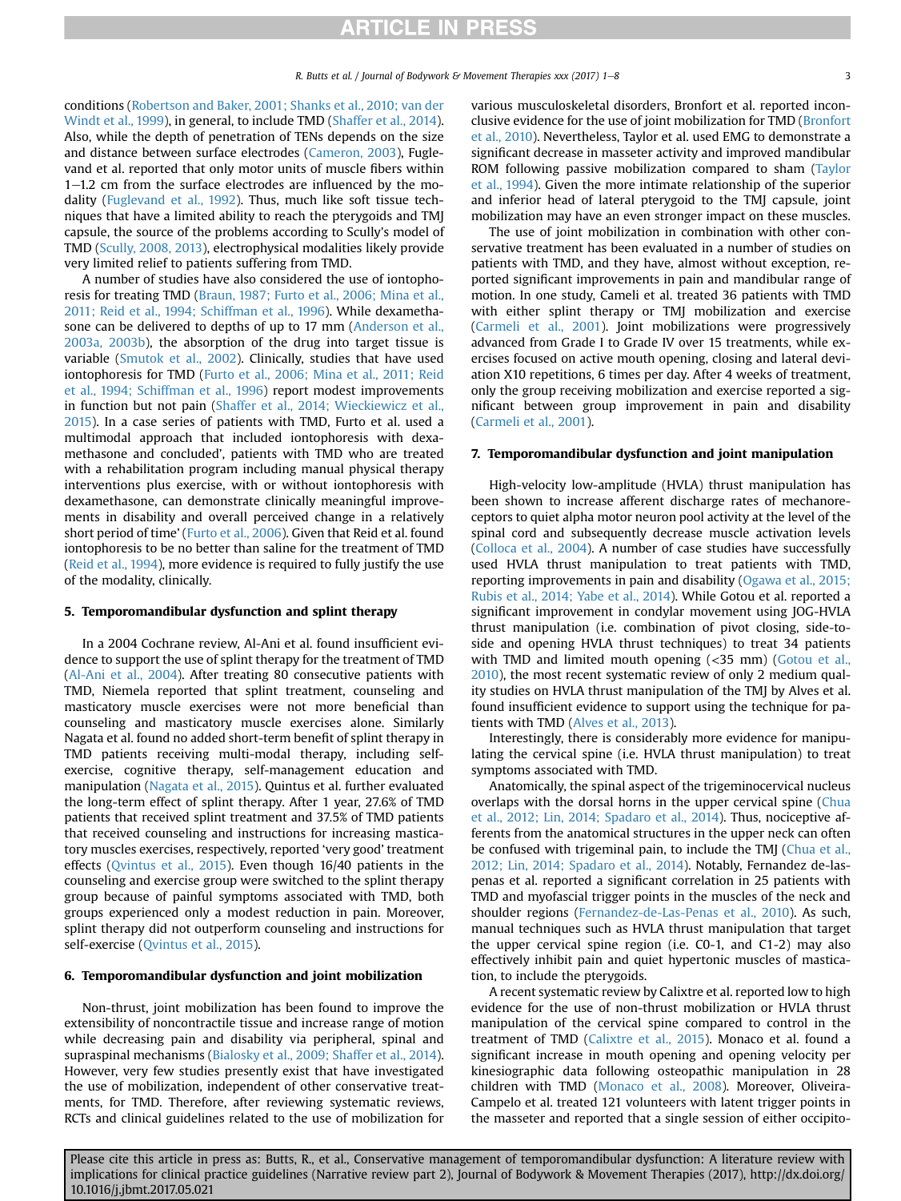conditions (Robertson and Baker, 2001; Shanks et al., 2010; van der Windt et al., 1999), in general, to include TMD (Shaffer et al., 2014). Also, while the depth of penetration of TENs depends on the size and distance between surface electrodes (Cameron, 2003), Fuglevand et al. reported that only motor units of muscle fibers within 1–1.2 cm from the surface electrodes are influenced by the modality (Fuglevand et al., 1992). Thus, much like soft tissue techniques that have a limited ability to reach the pterygoids and TMJ capsule, the source of the problems according to Scully's model of TMD (Scully, 2008, 2013), electrophysical modalities likely provide very limited relief to patients suffering from TMD.

A number of studies have also considered the use of iontophoresis for treating TMD (Braun, 1987; Furto et al., 2006; Mina et al., 2011; Reid et al., 1994; Schiffman et al., 1996). While dexamethasone can be delivered to depths of up to 17 mm (Anderson et al., 2003a, 2003b), the absorption of the drug into target tissue is variable (Smutok et al., 2002). Clinically, studies that have used iontophoresis for TMD (Furto et al., 2006; Mina et al., 2011; Reid et al., 1994; Schiffman et al., 1996) report modest improvements in function but not pain (Shaffer et al., 2014; Wieckiewicz et al., 2015). In a case series of patients with TMD, Furto et al. used a multimodal approach that included iontophoresis with dexamethasone and concluded', patients with TMD who are treated with a rehabilitation program including manual physical therapy interventions plus exercise, with or without iontophoresis with dexamethasone, can demonstrate clinically meaningful improvements in disability and overall perceived change in a relatively short period of time' (Furto et al., 2006). Given that Reid et al. found iontophoresis to be no better than saline for the treatment of TMD (Reid et al., 1994), more evidence is required to fully justify the use of the modality, clinically.

## 5. Temporomandibular dysfunction and splint therapy

In a 2004 Cochrane review, Al-Ani et al. found insufficient evidence to support the use of splint therapy for the treatment of TMD (Al-Ani et al., 2004). After treating 80 consecutive patients with TMD, Niemela reported that splint treatment, counseling and masticatory muscle exercises were not more beneficial than counseling and masticatory muscle exercises alone. Similarly Nagata et al. found no added short-term benefit of splint therapy in TMD patients receiving multi-modal therapy, including self-exercise, cognitive therapy, self-management education and manipulation (Nagata et al., 2015). Quintus et al. further evaluated the long-term effect of splint therapy. After 1 year, 27.6% of TMD patients that received splint treatment and 37.5% of TMD patients that received counseling and instructions for increasing masticatory muscles exercises, respectively, reported 'very good' treatment effects (Qvintus et al., 2015). Even though 16/40 patients in the counseling and exercise group were switched to the splint therapy group because of painful symptoms associated with TMD, both groups experienced only a modest reduction in pain. Moreover, splint therapy did not outperform counseling and instructions for self-exercise (Qvintus et al., 2015).

## 6. Temporomandibular dysfunction and joint mobilization

Non-thrust, joint mobilization has been found to improve the extensibility of noncontractile tissue and increase range of motion while decreasing pain and disability via peripheral, spinal and supraspinal mechanisms (Bialosky et al., 2009; Shaffer et al., 2014). However, very few studies presently exist that have investigated the use of mobilization, independent of other conservative treatments, for TMD. Therefore, after reviewing systematic reviews, RCTs and clinical guidelines related to the use of mobilization for various musculoskeletal disorders, Bronfort et al. reported inconclusive evidence for the use of joint mobilization for TMD (Bronfort et al., 2010). Nevertheless, Taylor et al. used EMG to demonstrate a significant decrease in masseter activity and improved mandibular ROM following passive mobilization compared to sham (Taylor et al., 1994). Given the more intimate relationship of the superior and inferior head of lateral pterygoid to the TMJ capsule, joint mobilization may have an even stronger impact on these muscles.

The use of joint mobilization in combination with other conservative treatment has been evaluated in a number of studies on patients with TMD, and they have, almost without exception, reported significant improvements in pain and mandibular range of motion. In one study, Cameli et al. treated 36 patients with TMD with either splint therapy or TMJ mobilization and exercise (Carmeli et al., 2001). Joint mobilizations were progressively advanced from Grade I to Grade IV over 15 treatments, while exercises focused on active mouth opening, closing and lateral deviation X10 repetitions, 6 times per day. After 4 weeks of treatment, only the group receiving mobilization and exercise reported a significant between group improvement in pain and disability (Carmeli et al., 2001).

## 7. Temporomandibular dysfunction and joint manipulation

High-velocity low-amplitude (HVLA) thrust manipulation has been shown to increase afferent discharge rates of mechanoreceptors to quiet alpha motor neuron pool activity at the level of the spinal cord and subsequently decrease muscle activation levels (Colloca et al., 2004). A number of case studies have successfully used HVLA thrust manipulation to treat patients with TMD, reporting improvements in pain and disability (Ogawa et al., 2015; Rubis et al., 2014; Yabe et al., 2014). While Gotou et al. reported a significant improvement in condylar movement using JOG-HVLA thrust manipulation (i.e. combination of pivot closing, side-to-side and opening HVLA thrust techniques) to treat 34 patients with TMD and limited mouth opening (<35 mm) (Gotou et al., 2010), the most recent systematic review of only 2 medium quality studies on HVLA thrust manipulation of the TMJ by Alves et al. found insufficient evidence to support using the technique for patients with TMD (Alves et al., 2013).

Interestingly, there is considerably more evidence for manipulating the cervical spine (i.e. HVLA thrust manipulation) to treat symptoms associated with TMD.

Anatomically, the spinal aspect of the trigeminocervical nucleus overlaps with the dorsal horns in the upper cervical spine (Chua et al., 2012; Lin, 2014; Spadaro et al., 2014). Thus, nociceptive afferents from the anatomical structures in the upper neck can often be confused with trigeminal pain, to include the TMJ (Chua et al., 2012; Lin, 2014; Spadaro et al., 2014). Notably, Fernandez de-las-penas et al. reported a significant correlation in 25 patients with TMD and myofascial trigger points in the muscles of the neck and shoulder regions (Fernandez-de-Las-Penas et al., 2010). As such, manual techniques such as HVLA thrust manipulation that target the upper cervical spine region (i.e. C0-1, and C1-2) may also effectively inhibit pain and quiet hypertonic muscles of mastication, to include the pterygoids.

A recent systematic review by Calixtre et al. reported low to high evidence for the use of non-thrust mobilization or HVLA thrust manipulation of the cervical spine compared to control in the treatment of TMD (Calixtre et al., 2015). Monaco et al. found a significant increase in mouth opening and opening velocity per kinesiographic data following osteopathic manipulation in 28 children with TMD (Monaco et al., 2008). Moreover, Oliveira-Campelo et al. treated 121 volunteers with latent trigger points in the masseter and reported that a single session of either occipito-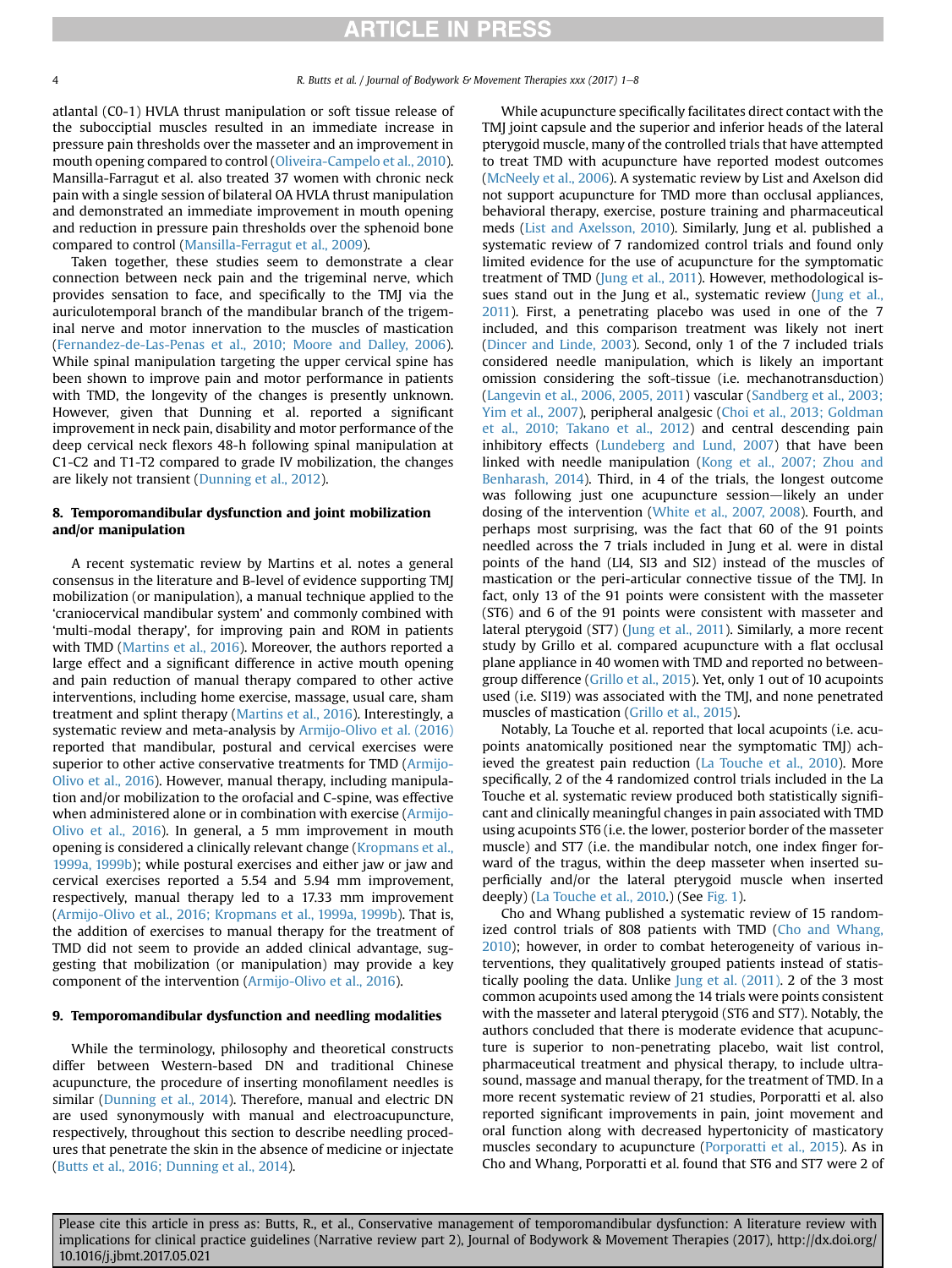atlantal (C0-1) HVLA thrust manipulation or soft tissue release of the suboccipital muscles resulted in an immediate increase in pressure pain thresholds over the masseter and an improvement in mouth opening compared to control (Oliveira-Campelo et al., 2010). Mansilla-Farragut et al. also treated 37 women with chronic neck pain with a single session of bilateral OA HVLA thrust manipulation and demonstrated an immediate improvement in mouth opening and reduction in pressure pain thresholds over the sphenoid bone compared to control (Mansilla-Ferragut et al., 2009).

Taken together, these studies seem to demonstrate a clear connection between neck pain and the trigeminal nerve, which provides sensation to face, and specifically to the TMJ via the auriculotemporal branch of the mandibular branch of the trigeminal nerve and motor innervation to the muscles of mastication (Fernandez-de-Las-Penas et al., 2010; Moore and Dalley, 2006). While spinal manipulation targeting the upper cervical spine has been shown to improve pain and motor performance in patients with TMD, the longevity of the changes is presently unknown. However, given that Dunning et al. reported a significant improvement in neck pain, disability and motor performance of the deep cervical neck flexors 48-h following spinal manipulation at C1-C2 and T1-T2 compared to grade IV mobilization, the changes are likely not transient (Dunning et al., 2012).

## 8. Temporomandibular dysfunction and joint mobilization and/or manipulation

A recent systematic review by Martins et al. notes a general consensus in the literature and B-level of evidence supporting TMJ mobilization (or manipulation), a manual technique applied to the 'craniocervical mandibular system' and commonly combined with 'multi-modal therapy', for improving pain and ROM in patients with TMD (Martins et al., 2016). Moreover, the authors reported a large effect and a significant difference in active mouth opening and pain reduction of manual therapy compared to other active interventions, including home exercise, massage, usual care, sham treatment and splint therapy (Martins et al., 2016). Interestingly, a systematic review and meta-analysis by Armijo-Olivo et al. (2016) reported that mandibular, postural and cervical exercises were superior to other active conservative treatments for TMD (Armijo-Olivo et al., 2016). However, manual therapy, including manipulation and/or mobilization to the orofacial and C-spine, was effective when administered alone or in combination with exercise (Armijo-Olivo et al., 2016). In general, a 5 mm improvement in mouth opening is considered a clinically relevant change (Kropmans et al., 1999a, 1999b); while postural exercises and either jaw or jaw and cervical exercises reported a 5.54 and 5.94 mm improvement, respectively, manual therapy led to a 17.33 mm improvement (Armijo-Olivo et al., 2016; Kropmans et al., 1999a, 1999b). That is, the addition of exercises to manual therapy for the treatment of TMD did not seem to provide an added clinical advantage, suggesting that mobilization (or manipulation) may provide a key component of the intervention (Armijo-Olivo et al., 2016).

## 9. Temporomandibular dysfunction and needling modalities

While the terminology, philosophy and theoretical constructs differ between Western-based DN and traditional Chinese acupuncture, the procedure of inserting monofilament needles is similar (Dunning et al., 2014). Therefore, manual and electric DN are used synonymously with manual and electroacupuncture, respectively, throughout this section to describe needling procedures that penetrate the skin in the absence of medicine or injectate (Butts et al., 2016; Dunning et al., 2014).

While acupuncture specifically facilitates direct contact with the TMJ joint capsule and the superior and inferior heads of the lateral pterygoid muscle, many of the controlled trials that have attempted to treat TMD with acupuncture have reported modest outcomes (McNeely et al., 2006). A systematic review by List and Axelson did not support acupuncture for TMD more than occlusal appliances, behavioral therapy, exercise, posture training and pharmaceutical meds (List and Axelsson, 2010). Similarly, Jung et al. published a systematic review of 7 randomized control trials and found only limited evidence for the use of acupuncture for the symptomatic treatment of TMD (Jung et al., 2011). However, methodological issues stand out in the Jung et al., systematic review (Jung et al., 2011). First, a penetrating placebo was used in one of the 7 included, and this comparison treatment was likely not inert (Dincer and Linde, 2003). Second, only 1 of the 7 included trials considered needle manipulation, which is likely an important omission considering the soft-tissue (i.e. mechanotransduction) (Langevin et al., 2006, 2005, 2011) vascular (Sandberg et al., 2003; Yim et al., 2007), peripheral analgesic (Choi et al., 2013; Goldman et al., 2010; Takano et al., 2012) and central descending pain inhibitory effects (Lundeberg and Lund, 2007) that have been linked with needle manipulation (Kong et al., 2007; Zhou and Benharash, 2014). Third, in 4 of the trials, the longest outcome was following just one acupuncture session—likely an under dosing of the intervention (White et al., 2007, 2008). Fourth, and perhaps most surprising, was the fact that 60 of the 91 points needled across the 7 trials included in Jung et al. were in distal points of the hand (LI4, SI3 and SI2) instead of the muscles of mastication or the peri-articular connective tissue of the TMJ. In fact, only 13 of the 91 points were consistent with the masseter (ST6) and 6 of the 91 points were consistent with masseter and lateral pterygoid (ST7) (Jung et al., 2011). Similarly, a more recent study by Grillo et al. compared acupuncture with a flat occlusal plane appliance in 40 women with TMD and reported no between-group difference (Grillo et al., 2015). Yet, only 1 out of 10 acupoints used (i.e. SI19) was associated with the TMJ, and none penetrated muscles of mastication (Grillo et al., 2015).

Notably, La Touche et al. reported that local acupoints (i.e. acupoints anatomically positioned near the symptomatic TMJ) achieved the greatest pain reduction (La Touche et al., 2010). More specifically, 2 of the 4 randomized control trials included in the La Touche et al. systematic review produced both statistically significant and clinically meaningful changes in pain associated with TMD using acupoints ST6 (i.e. the lower, posterior border of the masseter muscle) and ST7 (i.e. the mandibular notch, one index finger forward of the tragus, within the deep masseter when inserted superficially and/or the lateral pterygoid muscle when inserted deeply) (La Touche et al., 2010.) (See Fig. 1).

Cho and Whang published a systematic review of 15 randomized control trials of 808 patients with TMD (Cho and Whang, 2010); however, in order to combat heterogeneity of various interventions, they qualitatively grouped patients instead of statistically pooling the data. Unlike Jung et al. (2011). 2 of the 3 most common acupoints used among the 14 trials were points consistent with the masseter and lateral pterygoid (ST6 and ST7). Notably, the authors concluded that there is moderate evidence that acupuncture is superior to non-penetrating placebo, wait list control, pharmaceutical treatment and physical therapy, to include ultrasound, massage and manual therapy, for the treatment of TMD. In a more recent systematic review of 21 studies, Porporatti et al. also reported significant improvements in pain, joint movement and oral function along with decreased hypertonicity of masticatory muscles secondary to acupuncture (Porporatti et al., 2015). As in Cho and Whang, Porporatti et al. found that ST6 and ST7 were 2 of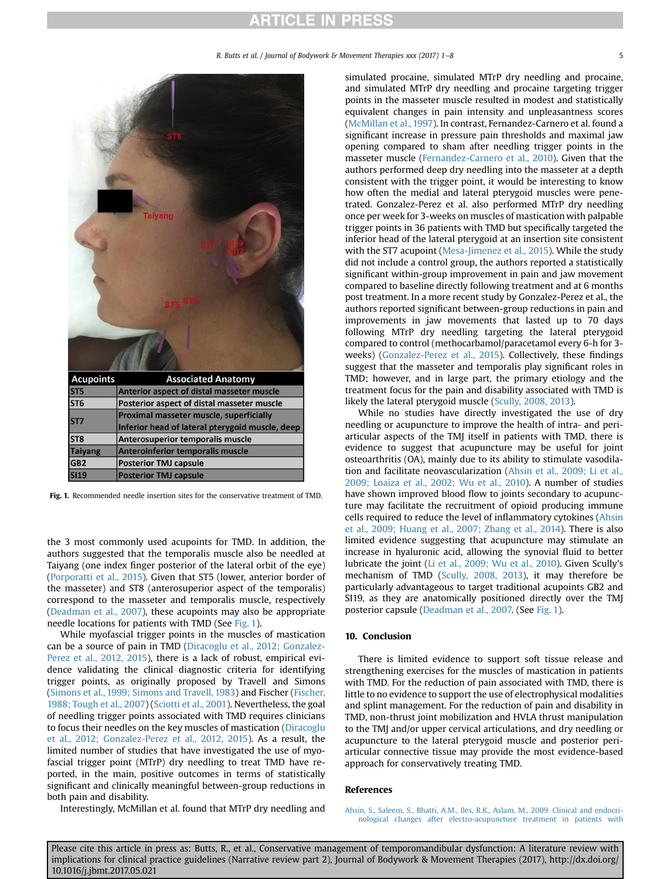| Acupoints | Associated Anatomy |
|---|---|
| ST5 | Anterior aspect of distal masseter muscle |
| ST6 | Posterior aspect of distal masseter muscle |
| ST7 | Proximal masseter muscle, superficially<br>Inferior head of lateral pterygoid muscle, deep |
| ST8 | Anterosuperior temporalis muscle |
| Taiyang | Anteroinferior temporalis muscle |
| GB2 | Posterior TMJ capsule |
| SI19 | Posterior TMJ capsule |

**Fig. 1.** Recommended needle insertion sites for the conservative treatment of TMD.

the 3 most commonly used acupoints for TMD. In addition, the authors suggested that the temporalis muscle also be needled at Taiyang (one index finger posterior of the lateral orbit of the eye) (Porporatti et al., 2015). Given that ST5 (lower, anterior border of the masseter) and ST8 (anterosuperior aspect of the temporalis) correspond to the masseter and temporalis muscle, respectively (Deadman et al., 2007), these acupoints may also be appropriate needle locations for patients with TMD (See Fig. 1).

While myofascial trigger points in the muscles of mastication can be a source of pain in TMD (Diracoglu et al., 2012; Gonzalez-Perez et al., 2012, 2015), there is a lack of robust, empirical evidence validating the clinical diagnostic criteria for identifying trigger points, as originally proposed by Travell and Simons (Simons et al., 1999; Simons and Travell, 1983) and Fischer (Fischer, 1988; Tough et al., 2007) (Sciotti et al., 2001). Nevertheless, the goal of needling trigger points associated with TMD requires clinicians to focus their needles on the key muscles of mastication (Diracoglu et al., 2012; Gonzalez-Perez et al., 2012, 2015). As a result, the limited number of studies that have investigated the use of myofascial trigger point (MTrP) dry needling to treat TMD have reported, in the main, positive outcomes in terms of statistically significant and clinically meaningful between-group reductions in both pain and disability.

Interestingly, McMillan et al. found that MTrP dry needling and simulated procaine, simulated MTrP dry needling and procaine, and simulated MTrP dry needling and procaine targeting trigger points in the masseter muscle resulted in modest and statistically equivalent changes in pain intensity and unpleasantness scores (McMillan et al., 1997). In contrast, Fernandez-Carnero et al. found a significant increase in pressure pain thresholds and maximal jaw opening compared to sham after needling trigger points in the masseter muscle (Fernandez-Carnero et al., 2010). Given that the authors performed deep dry needling into the masseter at a depth consistent with the trigger point, it would be interesting to know how often the medial and lateral pterygoid muscles were penetrated. Gonzalez-Perez et al. also performed MTrP dry needling once per week for 3-weeks on muscles of mastication with palpable trigger points in 36 patients with TMD but specifically targeted the inferior head of the lateral pterygoid at an insertion site consistent with the ST7 acupoint (Mesa-Jimenez et al., 2015). While the study did not include a control group, the authors reported a statistically significant within-group improvement in pain and jaw movement compared to baseline directly following treatment and at 6 months post treatment. In a more recent study by Gonzalez-Perez et al., the authors reported significant between-group reductions in pain and improvements in jaw movements that lasted up to 70 days following MTrP dry needling targeting the lateral pterygoid compared to control (methocarbamol/paracetamol every 6-h for 3-weeks) (Gonzalez-Perez et al., 2015). Collectively, these findings suggest that the masseter and temporalis play significant roles in TMD; however, and in large part, the primary etiology and the treatment focus for the pain and disability associated with TMD is likely the lateral pterygoid muscle (Scully, 2008, 2013).

While no studies have directly investigated the use of dry needling or acupuncture to improve the health of intra- and peri-articular aspects of the TMJ itself in patients with TMD, there is evidence to suggest that acupuncture may be useful for joint osteoarthritis (OA), mainly due to its ability to stimulate vasodilation and facilitate neovascularization (Ahsin et al., 2009; Li et al., 2009; Loaiza et al., 2002; Wu et al., 2010). A number of studies have shown improved blood flow to joints secondary to acupuncture may facilitate the recruitment of opioid producing immune cells required to reduce the level of inflammatory cytokines (Ahsin et al., 2009; Huang et al., 2007; Zhang et al., 2014). There is also limited evidence suggesting that acupuncture may stimulate an increase in hyaluronic acid, allowing the synovial fluid to better lubricate the joint (Li et al., 2009; Wu et al., 2010). Given Scully's mechanism of TMD (Scully, 2008, 2013), it may therefore be particularly advantageous to target traditional acupoints GB2 and SI19, as they are anatomically positioned directly over the TMJ posterior capsule (Deadman et al., 2007. (See Fig. 1).

## 10. Conclusion

There is limited evidence to support soft tissue release and strengthening exercises for the muscles of mastication in patients with TMD. For the reduction of pain associated with TMD, there is little to no evidence to support the use of electrophysical modalities and splint management. For the reduction of pain and disability in TMD, non-thrust joint mobilization and HVLA thrust manipulation to the TMJ and/or upper cervical articulations, and dry needling or acupuncture to the lateral pterygoid muscle and posterior peri-articular connective tissue may provide the most evidence-based approach for conservatively treating TMD.

## References

Ahsin, S., Saleem, S., Bhatti, A.M., Iles, R.K., Aslam, M., 2009. Clinical and endocrinological changes after electro-acupuncture treatment in patients with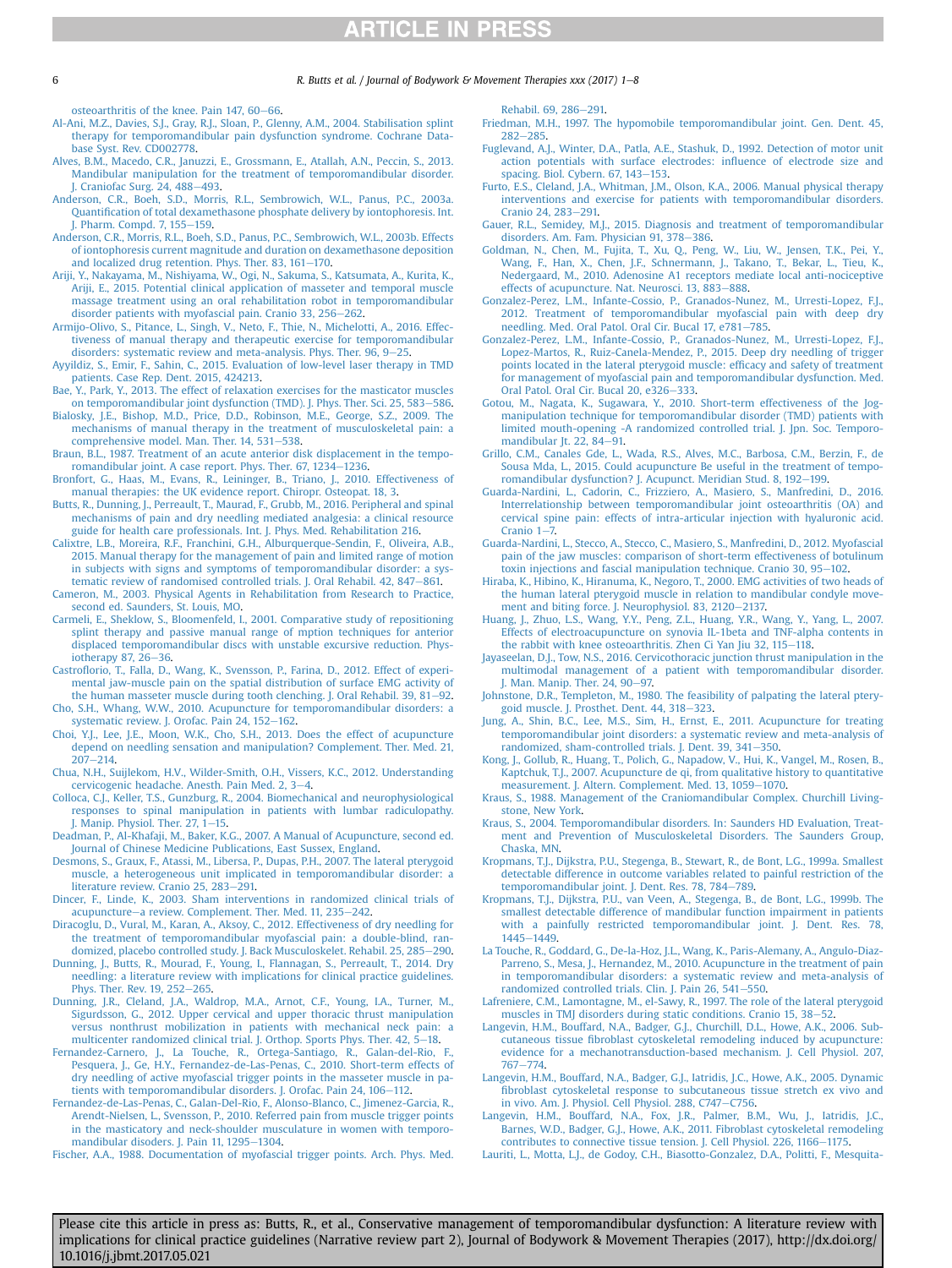osteoarthritis of the knee. Pain 147, 60–66.

Al-Ani, M.Z., Davies, S.J., Gray, R.J., Sloan, P., Glenny, A.M., 2004. Stabilisation splint therapy for temporomandibular pain dysfunction syndrome. Cochrane Database Syst. Rev. CD002778.

Alves, B.M., Macedo, C.R., Januzzi, E., Grossmann, E., Atallah, A.N., Peccin, S., 2013. Mandibular manipulation for the treatment of temporomandibular disorder. J. Craniofac Surg. 24, 488–493.

Anderson, C.R., Boeh, S.D., Morris, R.L., Sembrowich, W.L., Panus, P.C., 2003a. Quantification of total dexamethasone phosphate delivery by iontophoresis. Int. J. Pharm. Compd. 7, 155–159.

Anderson, C.R., Morris, R.L., Boeh, S.D., Panus, P.C., Sembrowich, W.L., 2003b. Effects of iontophoresis current magnitude and duration on dexamethasone deposition and localized drug retention. Phys. Ther. 83, 161–170.

Ariji, Y., Nakayama, M., Nishiyama, W., Ogi, N., Sakuma, S., Katsumata, A., Kurita, K., Ariji, E., 2015. Potential clinical application of masseter and temporal muscle massage treatment using an oral rehabilitation robot in temporomandibular disorder patients with myofascial pain. Cranio 33, 256–262.

Armijo-Olivo, S., Pitance, L., Singh, V., Neto, F., Thie, N., Michelotti, A., 2016. Effectiveness of manual therapy and therapeutic exercise for temporomandibular disorders: systematic review and meta-analysis. Phys. Ther. 96, 9–25.

Ayyildiz, S., Emir, F., Sahin, C., 2015. Evaluation of low-level laser therapy in TMD patients. Case Rep. Dent. 2015, 424213.

Bae, Y., Park, Y., 2013. The effect of relaxation exercises for the masticator muscles on temporomandibular joint dysfunction (TMD). J. Phys. Ther. Sci. 25, 583–586.

Bialosky, J.E., Bishop, M.D., Price, D.D., Robinson, M.E., George, S.Z., 2009. The mechanisms of manual therapy in the treatment of musculoskeletal pain: a comprehensive model. Man. Ther. 14, 531–538.

Braun, B.L., 1987. Treatment of an acute anterior disk displacement in the temporomandibular joint. A case report. Phys. Ther. 67, 1234–1236.

Bronfort, G., Haas, M., Evans, R., Leininger, B., Triano, J., 2010. Effectiveness of manual therapies: the UK evidence report. Chiropr. Osteopat. 18, 3.

Butts, R., Dunning, J., Perreault, T., Maurad, F., Grubb, M., 2016. Peripheral and spinal mechanisms of pain and dry needling mediated analgesia: a clinical resource guide for health care professionals. Int. J. Phys. Med. Rehabilitation 216.

Calixtre, L.B., Moreira, R.F., Franchini, G.H., Alburquerque-Sendin, F., Oliveira, A.B., 2015. Manual therapy for the management of pain and limited range of motion in subjects with signs and symptoms of temporomandibular disorder: a systematic review of randomised controlled trials. J. Oral Rehabil. 42, 847–861.

Cameron, M., 2003. Physical Agents in Rehabilitation from Research to Practice, second ed. Saunders, St. Louis, MO.

Carmeli, E., Sheklow, S., Bloomenfeld, I., 2001. Comparative study of repositioning splint therapy and passive manual range of mption techniques for anterior displaced temporomandibular discs with unstable excursive reduction. Physiotherapy 87, 26–36.

Castroflorio, T., Falla, D., Wang, K., Svensson, P., Farina, D., 2012. Effect of experimental jaw-muscle pain on the spatial distribution of surface EMG activity of the human masseter muscle during tooth clenching. J. Oral Rehabil. 39, 81–92.

Cho, S.H., Whang, W.W., 2010. Acupuncture for temporomandibular disorders: a systematic review. J. Orofac. Pain 24, 152–162.

Choi, Y.J., Lee, J.E., Moon, W.K., Cho, S.H., 2013. Does the effect of acupuncture depend on needling sensation and manipulation? Complement. Ther. Med. 21, 207–214.

Chua, N.H., Suijlekom, H.V., Wilder-Smith, O.H., Vissers, K.C., 2012. Understanding cervicogenic headache. Anesth. Pain Med. 2, 3–4.

Colloca, C.J., Keller, T.S., Gunzburg, R., 2004. Biomechanical and neurophysiological responses to spinal manipulation in patients with lumbar radiculopathy. J. Manip. Physiol. Ther. 27, 1–15.

Deadman, P., Al-Khafaji, M., Baker, K.G., 2007. A Manual of Acupuncture, second ed. Journal of Chinese Medicine Publications, East Sussex, England.

Desmons, S., Graux, F., Atassi, M., Libersa, P., Dupas, P.H., 2007. The lateral pterygoid muscle, a heterogeneous unit implicated in temporomandibular disorder: a literature review. Cranio 25, 283–291.

Dincer, F., Linde, K., 2003. Sham interventions in randomized clinical trials of acupuncture—a review. Complement. Ther. Med. 11, 235–242.

Diracoglu, D., Vural, M., Karan, A., Aksoy, C., 2012. Effectiveness of dry needling for the treatment of temporomandibular myofascial pain: a double-blind, randomized, placebo controlled study. J. Back Musculoskelet. Rehabil. 25, 285–290.

Dunning, J., Butts, R., Mourad, F., Young, I., Flannagan, S., Perreault, T., 2014. Dry needling: a literature review with implications for clinical practice guidelines. Phys. Ther. Rev. 19, 252–265.

Dunning, J.R., Cleland, J.A., Waldrop, M.A., Arnot, C.F., Young, I.A., Turner, M., Sigurdsson, G., 2012. Upper cervical and upper thoracic thrust manipulation versus nonthrust mobilization in patients with mechanical neck pain: a multicenter randomized clinical trial. J. Orthop. Sports Phys. Ther. 42, 5–18.

Fernandez-Carnero, J., La Touche, R., Ortega-Santiago, R., Galan-del-Rio, F., Pesquera, J., Ge, H.Y., Fernandez-de-Las-Penas, C., 2010. Short-term effects of dry needling of active myofascial trigger points in the masseter muscle in patients with temporomandibular disorders. J. Orofac. Pain 24, 106–112.

Fernandez-de-Las-Penas, C., Galan-Del-Rio, F., Alonso-Blanco, C., Jimenez-Garcia, R., Arendt-Nielsen, L., Svensson, P., 2010. Referred pain from muscle trigger points in the masticatory and neck-shoulder musculature in women with temporomandibular disoders. J. Pain 11, 1295–1304.

Fischer, A.A., 1988. Documentation of myofascial trigger points. Arch. Phys. Med. Rehabil. 69, 286–291.

Friedman, M.H., 1997. The hypomobile temporomandibular joint. Gen. Dent. 45, 282–285.

Fuglevand, A.J., Winter, D.A., Patla, A.E., Stashuk, D., 1992. Detection of motor unit action potentials with surface electrodes: influence of electrode size and spacing. Biol. Cybern. 67, 143–153.

Furto, E.S., Cleland, J.A., Whitman, J.M., Olson, K.A., 2006. Manual physical therapy interventions and exercise for patients with temporomandibular disorders. Cranio 24, 283–291.

Gauer, R.L., Semidey, M.J., 2015. Diagnosis and treatment of temporomandibular disorders. Am. Fam. Physician 91, 378–386.

Goldman, N., Chen, M., Fujita, T., Xu, Q., Peng, W., Liu, W., Jensen, T.K., Pei, Y., Wang, F., Han, X., Chen, J.F., Schnermann, J., Takano, T., Bekar, L., Tieu, K., Nedergaard, M., 2010. Adenosine A1 receptors mediate local anti-nociceptive effects of acupuncture. Nat. Neurosci. 13, 883–888.

Gonzalez-Perez, L.M., Infante-Cossio, P., Granados-Nunez, M., Urresti-Lopez, F.J., 2012. Treatment of temporomandibular myofascial pain with deep dry needling. Med. Oral Patol. Oral Cir. Bucal 17, e781–785.

Gonzalez-Perez, L.M., Infante-Cossio, P., Granados-Nunez, M., Urresti-Lopez, F.J., Lopez-Martos, R., Ruiz-Canela-Mendez, P., 2015. Deep dry needling of trigger points located in the lateral pterygoid muscle: efficacy and safety of treatment for management of myofascial pain and temporomandibular dysfunction. Med. Oral Patol. Oral Cir. Bucal 20, e326–333.

Gotou, M., Nagata, K., Sugawara, Y., 2010. Short-term effectiveness of the Jog-manipulation technique for temporomandibular disorder (TMD) patients with limited mouth-opening -A randomized controlled trial. J. Jpn. Soc. Temporomandibular Jt. 22, 84–91.

Grillo, C.M., Canales Gde, L., Wada, R.S., Alves, M.C., Barbosa, C.M., Berzin, F., de Sousa Mda, L., 2015. Could acupuncture Be useful in the treatment of temporomandibular dysfunction? J. Acupunct. Meridian Stud. 8, 192–199.

Guarda-Nardini, L., Cadorin, C., Frizziero, A., Masiero, S., Manfredini, D., 2016. Interrelationship between temporomandibular joint osteoarthritis (OA) and cervical spine pain: effects of intra-articular injection with hyaluronic acid. Cranio 1–7.

Guarda-Nardini, L., Stecco, A., Stecco, C., Masiero, S., Manfredini, D., 2012. Myofascial pain of the jaw muscles: comparison of short-term effectiveness of botulinum toxin injections and fascial manipulation technique. Cranio 30, 95–102.

Hiraba, K., Hibino, K., Hiranuma, K., Negoro, T., 2000. EMG activities of two heads of the human lateral pterygoid muscle in relation to mandibular condyle movement and biting force. J. Neurophysiol. 83, 2120–2137.

Huang, J., Zhuo, L.S., Wang, Y.Y., Peng, Z.L., Huang, Y.R., Wang, Y., Yang, L., 2007. Effects of electroacupuncture on synovia IL-1beta and TNF-alpha contents in the rabbit with knee osteoarthritis. Zhen Ci Yan Jiu 32, 115–118.

Jayaseelan, D.J., Tow, N.S., 2016. Cervicothoracic junction thrust manipulation in the multimodal management of a patient with temporomandibular disorder. J. Man. Manip. Ther. 24, 90–97.

Johnstone, D.R., Templeton, M., 1980. The feasibility of palpating the lateral pterygoid muscle. J. Prosthet. Dent. 44, 318–323.

Jung, A., Shin, B.C., Lee, M.S., Sim, H., Ernst, E., 2011. Acupuncture for treating temporomandibular joint disorders: a systematic review and meta-analysis of randomized, sham-controlled trials. J. Dent. 39, 341–350.

Kong, J., Gollub, R., Huang, T., Polich, G., Napadow, V., Hui, K., Vangel, M., Rosen, B., Kaptchuk, T.J., 2007. Acupuncture de qi, from qualitative history to quantitative measurement. J. Altern. Complement. Med. 13, 1059–1070.

Kraus, S., 1988. Management of the Craniomandibular Complex. Churchill Livingstone, New York.

Kraus, S., 2004. Temporomandibular disorders. In: Saunders HD Evaluation, Treatment and Prevention of Musculoskeletal Disorders. The Saunders Group, Chaska, MN.

Kropmans, T.J., Dijkstra, P.U., Stegenga, B., Stewart, R., de Bont, L.G., 1999a. Smallest detectable difference in outcome variables related to painful restriction of the temporomandibular joint. J. Dent. Res. 78, 784–789.

Kropmans, T.J., Dijkstra, P.U., van Veen, A., Stegenga, B., de Bont, L.G., 1999b. The smallest detectable difference of mandibular function impairment in patients with a painfully restricted temporomandibular joint. J. Dent. Res. 78, 1445–1449.

La Touche, R., Goddard, G., De-la-Hoz, J.L., Wang, K., Paris-Alemany, A., Angulo-Diaz-Parreno, S., Mesa, J., Hernandez, M., 2010. Acupuncture in the treatment of pain in temporomandibular disorders: a systematic review and meta-analysis of randomized controlled trials. Clin. J. Pain 26, 541–550.

Lafreniere, C.M., Lamontagne, M., el-Sawy, R., 1997. The role of the lateral pterygoid muscles in TMJ disorders during static conditions. Cranio 15, 38–52.

Langevin, H.M., Bouffard, N.A., Badger, G.J., Churchill, D.L., Howe, A.K., 2006. Subcutaneous tissue fibroblast cytoskeletal remodeling induced by acupuncture: evidence for a mechanotransduction-based mechanism. J. Cell Physiol. 207, 767–774.

Langevin, H.M., Bouffard, N.A., Badger, G.J., Iatridis, J.C., Howe, A.K., 2005. Dynamic fibroblast cytoskeletal response to subcutaneous tissue stretch ex vivo and in vivo. Am. J. Physiol. Cell Physiol. 288, C747–C756.

Langevin, H.M., Bouffard, N.A., Fox, J.R., Palmer, B.M., Wu, J., Iatridis, J.C., Barnes, W.D., Badger, G.J., Howe, A.K., 2011. Fibroblast cytoskeletal remodeling contributes to connective tissue tension. J. Cell Physiol. 226, 1166–1175.

Lauriti, L., Motta, L.J., de Godoy, C.H., Biasotto-Gonzalez, D.A., Politti, F., Mesquita-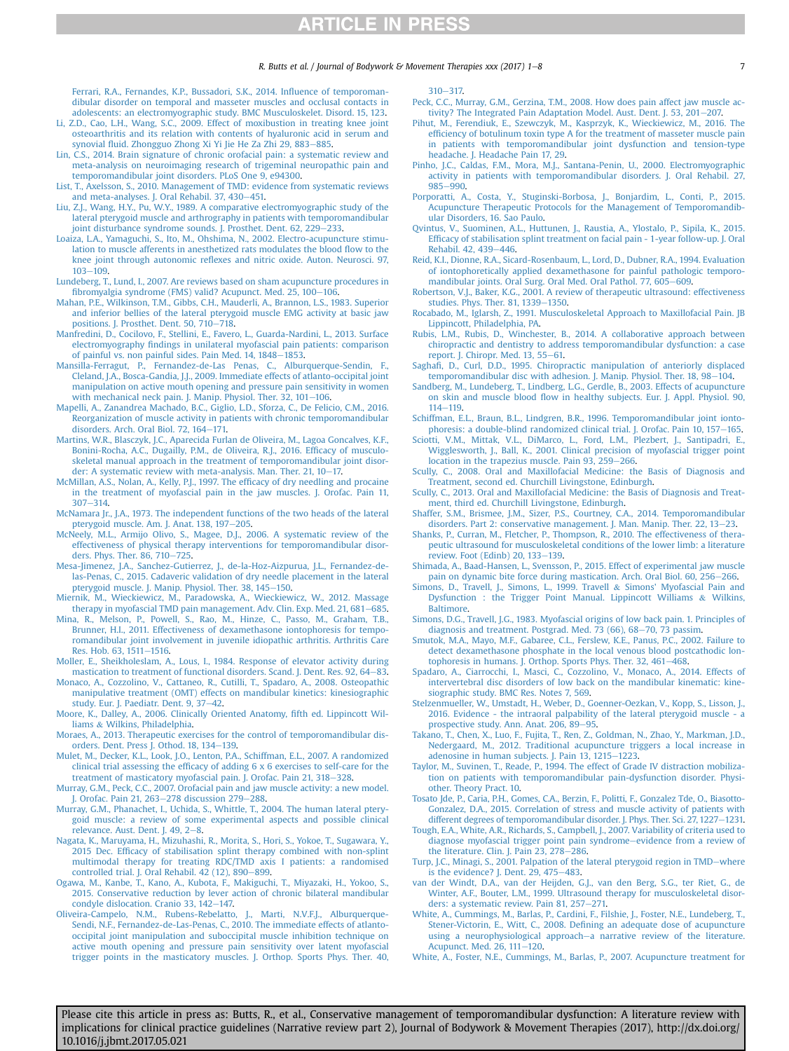Ferrari, R.A., Fernandes, K.P., Bussadori, S.K., 2014. Influence of temporomandibular disorder on temporal and masseter muscles and occlusal contacts in adolescents: an electromyographic study. BMC Musculoskelet. Disord. 15, 123.

Li, Z.D., Cao, L.H., Wang, S.C., 2009. Effect of moxibustion in treating knee joint osteoarthritis and its relation with contents of hyaluronic acid in serum and synovial fluid. Zhongguo Zhong Xi Yi Jie He Za Zhi 29, 883–885.

Lin, C.S., 2014. Brain signature of chronic orofacial pain: a systematic review and meta-analysis on neuroimaging research of trigeminal neuropathic pain and temporomandibular joint disorders. PLoS One 9, e94300.

List, T., Axelsson, S., 2010. Management of TMD: evidence from systematic reviews and meta-analyses. J. Oral Rehabil. 37, 430–451.

Liu, Z.J., Wang, H.Y., Pu, W.Y., 1989. A comparative electromyographic study of the lateral pterygoid muscle and arthrography in patients with temporomandibular joint disturbance syndrome sounds. J. Prosthet. Dent. 62, 229–233.

Loaiza, L.A., Yamaguchi, S., Ito, M., Ohshima, N., 2002. Electro-acupuncture stimulation to muscle afferents in anesthetized rats modulates the blood flow to the knee joint through autonomic reflexes and nitric oxide. Auton. Neurosci. 97, 103–109.

Lundeberg, T., Lund, I., 2007. Are reviews based on sham acupuncture procedures in fibromyalgia syndrome (FMS) valid? Acupunct. Med. 25, 100–106.

Mahan, P.E., Wilkinson, T.M., Gibbs, C.H., Mauderli, A., Brannon, L.S., 1983. Superior and inferior bellies of the lateral pterygoid muscle EMG activity at basic jaw positions. J. Prosthet. Dent. 50, 710–718.

Manfredini, D., Cocilovo, F., Stellini, E., Favero, L., Guarda-Nardini, L., 2013. Surface electromyography findings in unilateral myofascial pain patients: comparison of painful vs. non painful sides. Pain Med. 14, 1848–1853.

Mansilla-Ferragut, P., Fernandez-de-Las Penas, C., Alburquerque-Sendin, F., Cleland, J.A., Bosca-Gandia, J.J., 2009. Immediate effects of atlanto-occipital joint manipulation on active mouth opening and pressure pain sensitivity in women with mechanical neck pain. J. Manip. Physiol. Ther. 32, 101–106.

Mapelli, A., Zanandrea Machado, B.C., Giglio, L.D., Sforza, C., De Felicio, C.M., 2016. Reorganization of muscle activity in patients with chronic temporomandibular disorders. Arch. Oral Biol. 72, 164–171.

Martins, W.R., Blasczyk, J.C., Aparecida Furlan de Oliveira, M., Lagoa Goncalves, K.F., Bonini-Rocha, A.C., Dugailly, P.M., de Oliveira, R.J., 2016. Efficacy of musculoskeletal manual approach in the treatment of temporomandibular joint disorder: A systematic review with meta-analysis. Man. Ther. 21, 10–17.

McMillan, A.S., Nolan, A., Kelly, P.J., 1997. The efficacy of dry needling and procaine in the treatment of myofascial pain in the jaw muscles. J. Orofac. Pain 11, 307–314.

McNamara Jr., J.A., 1973. The independent functions of the two heads of the lateral pterygoid muscle. Am. J. Anat. 138, 197–205.

McNeely, M.L., Armijo Olivo, S., Magee, D.J., 2006. A systematic review of the effectiveness of physical therapy interventions for temporomandibular disorders. Phys. Ther. 86, 710–725.

Mesa-Jimenez, J.A., Sanchez-Gutierrez, J., de-la-Hoz-Aizpurua, J.L., Fernandez-de-las-Penas, C., 2015. Cadaveric validation of dry needle placement in the lateral pterygoid muscle. J. Manip. Physiol. Ther. 38, 145–150.

Miernik, M., Wieckiewicz, M., Paradowska, A., Wieckiewicz, W., 2012. Massage therapy in myofascial TMD pain management. Adv. Clin. Exp. Med. 21, 681–685.

Mina, R., Melson, P., Powell, S., Rao, M., Hinze, C., Passo, M., Graham, T.B., Brunner, H.I., 2011. Effectiveness of dexamethasone iontophoresis for temporomandibular joint involvement in juvenile idiopathic arthritis. Arthritis Care Res. Hob. 63, 1511–1516.

Moller, E., Sheikholeslam, A., Lous, I., 1984. Response of elevator activity during mastication to treatment of functional disorders. Scand. J. Dent. Res. 92, 64–83.

Monaco, A., Cozzolino, V., Cattaneo, R., Cutilli, T., Spadaro, A., 2008. Osteopathic manipulative treatment (OMT) effects on mandibular kinetics: kinesiographic study. Eur. J. Paediatr. Dent. 9, 37–42.

Moore, K., Dalley, A., 2006. Clinically Oriented Anatomy, fifth ed. Lippincott Williams & Wilkins, Philadelphia.

Moraes, A., 2013. Therapeutic exercises for the control of temporomandibular disorders. Dent. Press J. Othod. 18, 134–139.

Mulet, M., Decker, K.L., Look, J.O., Lenton, P.A., Schiffman, E.L., 2007. A randomized clinical trial assessing the efficacy of adding 6 x 6 exercises to self-care for the treatment of masticatory myofascial pain. J. Orofac. Pain 21, 318–328.

Murray, G.M., Peck, C.C., 2007. Orofacial pain and jaw muscle activity: a new model. J. Orofac. Pain 21, 263–278 discussion 279–288.

Murray, G.M., Phanachet, I., Uchida, S., Whittle, T., 2004. The human lateral pterygoid muscle: a review of some experimental aspects and possible clinical relevance. Aust. Dent. J. 49, 2–8.

Nagata, K., Maruyama, H., Mizuhashi, R., Morita, S., Hori, S., Yokoe, T., Sugawara, Y., 2015 Dec. Efficacy of stabilisation splint therapy combined with non-splint multimodal therapy for treating RDC/TMD axis I patients: a randomised controlled trial. J. Oral Rehabil. 42 (12), 890–899.

Ogawa, M., Kanbe, T., Kano, A., Kubota, F., Makiguchi, T., Miyazaki, H., Yokoo, S., 2015. Conservative reduction by lever action of chronic bilateral mandibular condyle dislocation. Cranio 33, 142–147.

Oliveira-Campelo, N.M., Rubens-Rebelatto, J., Marti, N.V.F.J., Alburquerque-Sendi, N.F., Fernandez-de-Las-Penas, C., 2010. The immediate effects of atlanto-occipital joint manipulation and suboccipital muscle inhibition technique on active mouth opening and pressure pain sensitivity over latent myofascial trigger points in the masticatory muscles. J. Orthop. Sports Phys. Ther. 40, 310–317.

Peck, C.C., Murray, G.M., Gerzina, T.M., 2008. How does pain affect jaw muscle activity? The Integrated Pain Adaptation Model. Aust. Dent. J. 53, 201–207.

Pihut, M., Ferendiuk, E., Szewczyk, M., Kasprzyk, K., Wieckiewicz, M., 2016. The efficiency of botulinum toxin type A for the treatment of masseter muscle pain in patients with temporomandibular joint dysfunction and tension-type headache. J. Headache Pain 17, 29.

Pinho, J.C., Caldas, F.M., Mora, M.J., Santana-Penin, U., 2000. Electromyographic activity in patients with temporomandibular disorders. J. Oral Rehabil. 27, 985–990.

Porporatti, A., Costa, Y., Stuginski-Borbosa, J., Bonjardim, L., Conti, P., 2015. Acupuncture Therapeutic Protocols for the Management of Temporomandibular Disorders, 16. Sao Paulo.

Qvintus, V., Suominen, A.L., Huttunen, J., Raustia, A., Ylostalo, P., Sipila, K., 2015. Efficacy of stabilisation splint treatment on facial pain - 1-year follow-up. J. Oral Rehabil. 42, 439–446.

Reid, K.I., Dionne, R.A., Sicard-Rosenbaum, L., Lord, D., Dubner, R.A., 1994. Evaluation of iontophoretically applied dexamethasone for painful pathologic temporomandibular joints. Oral Surg. Oral Med. Oral Pathol. 77, 605–609.

Robertson, V.J., Baker, K.G., 2001. A review of therapeutic ultrasound: effectiveness studies. Phys. Ther. 81, 1339–1350.

Rocabado, M., Iglarsh, Z., 1991. Musculoskeletal Approach to Maxillofacial Pain. JB Lippincott, Philadelphia, PA.

Rubis, L.M., Rubis, D., Winchester, B., 2014. A collaborative approach between chiropractic and dentistry to address temporomandibular dysfunction: a case report. J. Chiropr. Med. 13, 55–61.

Saghafi, D., Curl, D.D., 1995. Chiropractic manipulation of anteriorly displaced temporomandibular disc with adhesion. J. Manip. Physiol. Ther. 18, 98–104.

Sandberg, M., Lundeberg, T., Lindberg, L.G., Gerdle, B., 2003. Effects of acupuncture on skin and muscle blood flow in healthy subjects. Eur. J. Appl. Physiol. 90, 114–119.

Schiffman, E.L., Braun, B.L., Lindgren, B.R., 1996. Temporomandibular joint iontophoresis: a double-blind randomized clinical trial. J. Orofac. Pain 10, 157–165.

Sciotti, V.M., Mittak, V.L., DiMarco, L., Ford, L.M., Plezbert, J., Santipadri, E., Wigglesworth, J., Ball, K., 2001. Clinical precision of myofascial trigger point location in the trapezius muscle. Pain 93, 259–266.

Scully, C., 2008. Oral and Maxillofacial Medicine: the Basis of Diagnosis and Treatment, second ed. Churchill Livingstone, Edinburgh.

Scully, C., 2013. Oral and Maxillofacial Medicine: the Basis of Diagnosis and Treatment, third ed. Churchill Livingstone, Edinburgh.

Shaffer, S.M., Brismee, J.M., Sizer, P.S., Courtney, C.A., 2014. Temporomandibular disorders. Part 2: conservative management. J. Man. Manip. Ther. 22, 13–23.

Shanks, P., Curran, M., Fletcher, P., Thompson, R., 2010. The effectiveness of therapeutic ultrasound for musculoskeletal conditions of the lower limb: a literature review. Foot (Edinb) 20, 133–139.

Shimada, A., Baad-Hansen, L., Svensson, P., 2015. Effect of experimental jaw muscle pain on dynamic bite force during mastication. Arch. Oral Biol. 60, 256–266.

Simons, D., Travell, J., Simons, L., 1999. Travell & Simons' Myofascial Pain and Dysfunction : the Trigger Point Manual. Lippincott Williams & Wilkins, Baltimore.

Simons, D.G., Travell, J.G., 1983. Myofascial origins of low back pain. 1. Principles of diagnosis and treatment. Postgrad. Med. 73 (66), 68–70, 73 passim.

Smutok, M.A., Mayo, M.F., Gabaree, C.L., Ferslew, K.E., Panus, P.C., 2002. Failure to detect dexamethasone phosphate in the local venous blood postcathodic Iontophoresis in humans. J. Orthop. Sports Phys. Ther. 32, 461–468.

Spadaro, A., Ciarrocchi, I., Masci, C., Cozzolino, V., Monaco, A., 2014. Effects of intervertebral disc disorders of low back on the mandibular kinematic: kinesiographic study. BMC Res. Notes 7, 569.

Stelzenmueller, W., Umstadt, H., Weber, D., Goenner-Oezkan, V., Kopp, S., Lisson, J., 2016. Evidence - the intraoral palpability of the lateral pterygoid muscle - a prospective study. Ann. Anat. 206, 89–95.

Takano, T., Chen, X., Luo, F., Fujita, T., Ren, Z., Goldman, N., Zhao, Y., Markman, J.D., Nedergaard, M., 2012. Traditional acupuncture triggers a local increase in adenosine in human subjects. J. Pain 13, 1215–1223.

Taylor, M., Suvinen, T., Reade, P., 1994. The effect of Grade IV distraction mobilization on patients with temporomandibular pain-dysfunction disorder. Physiother. Theory Pract. 10.

Tosato Jde, P., Caria, P.H., Gomes, C.A., Berzin, F., Politti, F., Gonzalez Tde, O., Biasotto-Gonzalez, D.A., 2015. Correlation of stress and muscle activity of patients with different degrees of temporomandibular disorder. J. Phys. Ther. Sci. 27, 1227–1231.

Tough, E.A., White, A.R., Richards, S., Campbell, J., 2007. Variability of criteria used to diagnose myofascial trigger point pain syndrome—evidence from a review of the literature. Clin. J. Pain 23, 278–286.

Turp, J.C., Minagi, S., 2001. Palpation of the lateral pterygoid region in TMD—where is the evidence? J. Dent. 29, 475–483.

van der Windt, D.A., van der Heijden, G.J., van den Berg, S.G., ter Riet, G., de Winter, A.F., Bouter, L.M., 1999. Ultrasound therapy for musculoskeletal disorders: a systematic review. Pain 81, 257–271.

White, A., Cummings, M., Barlas, P., Cardini, F., Filshie, J., Foster, N.E., Lundeberg, T., Stener-Victorin, E., Witt, C., 2008. Defining an adequate dose of acupuncture using a neurophysiological approach—a narrative review of the literature. Acupunct. Med. 26, 111–120.

White, A., Foster, N.E., Cummings, M., Barlas, P., 2007. Acupuncture treatment for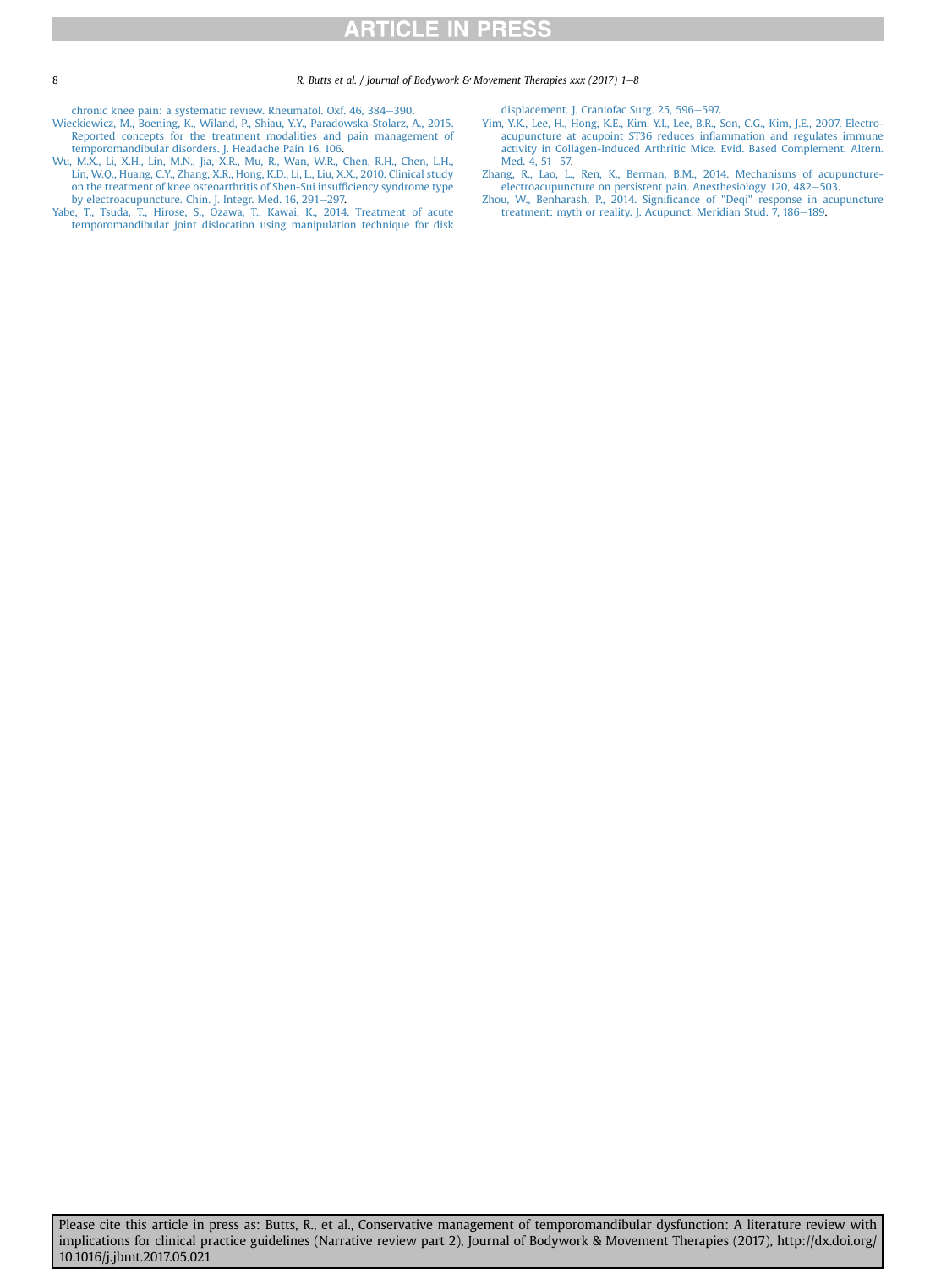chronic knee pain: a systematic review. Rheumatol. Oxf. 46, 384–390.

Wieckiewicz, M., Boening, K., Wiland, P., Shiau, Y.Y., Paradowska-Stolarz, A., 2015. Reported concepts for the treatment modalities and pain management of temporomandibular disorders. J. Headache Pain 16, 106.

Wu, M.X., Li, X.H., Lin, M.N., Jia, X.R., Mu, R., Wan, W.R., Chen, R.H., Chen, L.H., Lin, W.Q., Huang, C.Y., Zhang, X.R., Hong, K.D., Li, L., Liu, X.X., 2010. Clinical study on the treatment of knee osteoarthritis of Shen-Sui insufficiency syndrome type by electroacupuncture. Chin. J. Integr. Med. 16, 291–297.

Yabe, T., Tsuda, T., Hirose, S., Ozawa, T., Kawai, K., 2014. Treatment of acute temporomandibular joint dislocation using manipulation technique for disk displacement. J. Craniofac Surg. 25, 596–597.

Yim, Y.K., Lee, H., Hong, K.E., Kim, Y.I., Lee, B.R., Son, C.G., Kim, J.E., 2007. Electro-acupuncture at acupoint ST36 reduces inflammation and regulates immune activity in Collagen-Induced Arthritic Mice. Evid. Based Complement. Altern. Med. 4, 51–57.

Zhang, R., Lao, L., Ren, K., Berman, B.M., 2014. Mechanisms of acupuncture-electroacupuncture on persistent pain. Anesthesiology 120, 482–503.

Zhou, W., Benharash, P., 2014. Significance of "Deqi" response in acupuncture treatment: myth or reality. J. Acupunct. Meridian Stud. 7, 186–189.

Please cite this article in press as: Butts, R., et al., Conservative management of temporomandibular dysfunction: A literature review with implications for clinical practice guidelines (Narrative review part 2), Journal of Bodywork & Movement Therapies (2017), http://dx.doi.org/10.1016/j.jbmt.2017.05.021